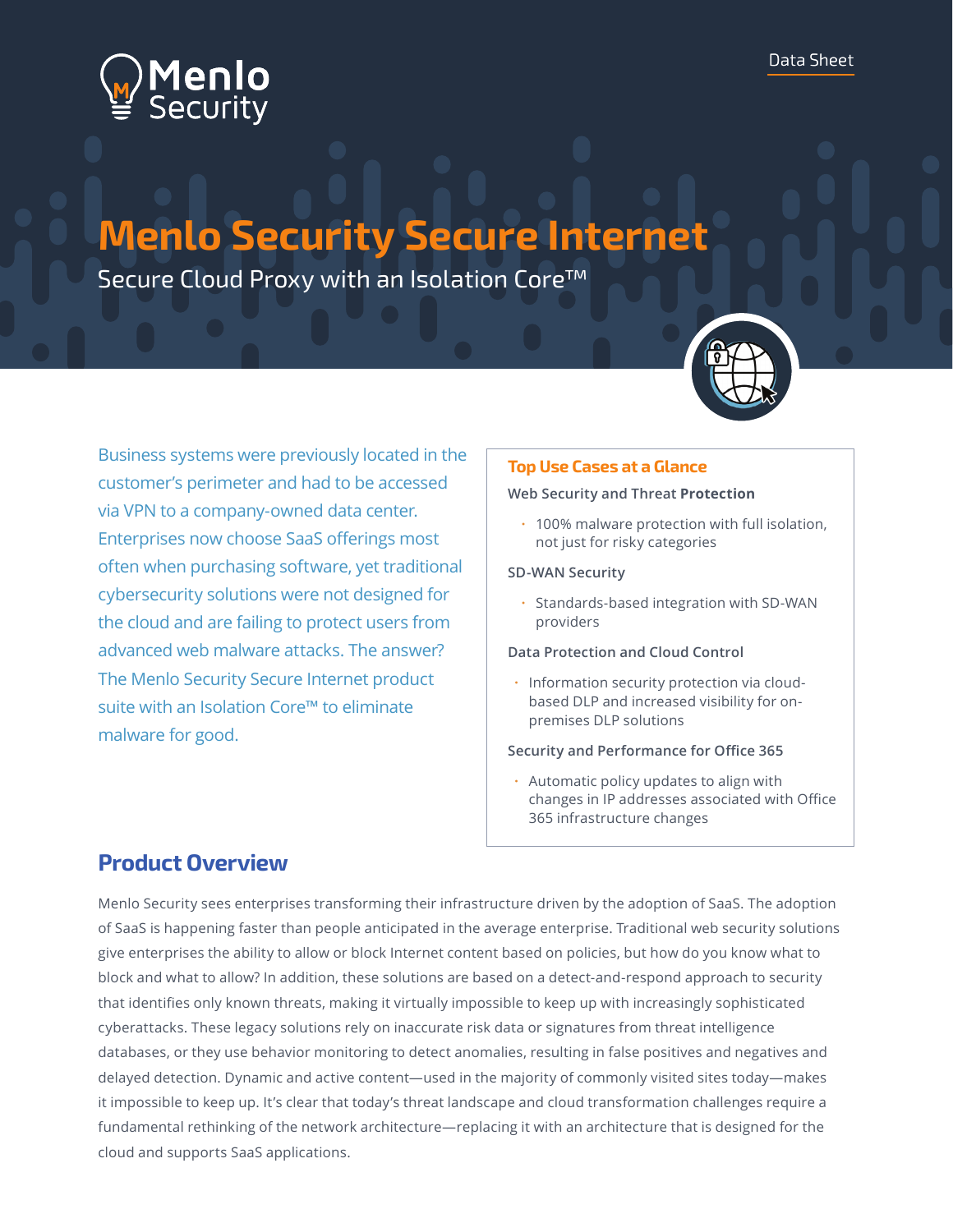Data Sheet

# Menlo Security Secure Internet

Secure Cloud Proxy with an Isolation Core™

Business systems were previously located in the customer's perimeter and had to be accessed via VPN to a company-owned data center. Enterprises now choose SaaS offerings most often when purchasing software, yet traditional cybersecurity solutions were not designed for the cloud and are failing to protect users from advanced web malware attacks. The answer? The Menlo Security Secure Internet product suite with an Isolation Core™ to eliminate malware for good.

### Top Use Cases at a Glance

**Web Security and Threat Protection**

- 100% malware protection with full isolation, not just for risky categories

**SD-WAN Security**

- Standards-based integration with SD-WAN providers

**Data Protection and Cloud Control**

- Information security protection via cloud-based DLP and increased visibility for on-premises DLP solutions

**Security and Performance for Office 365**

- Automatic policy updates to align with changes in IP addresses associated with Office 365 infrastructure changes

## Product Overview

Menlo Security sees enterprises transforming their infrastructure driven by the adoption of SaaS. The adoption of SaaS is happening faster than people anticipated in the average enterprise. Traditional web security solutions give enterprises the ability to allow or block Internet content based on policies, but how do you know what to block and what to allow? In addition, these solutions are based on a detect-and-respond approach to security that identifies only known threats, making it virtually impossible to keep up with increasingly sophisticated cyberattacks. These legacy solutions rely on inaccurate risk data or signatures from threat intelligence databases, or they use behavior monitoring to detect anomalies, resulting in false positives and negatives and delayed detection. Dynamic and active content—used in the majority of commonly visited sites today—makes it impossible to keep up. It's clear that today's threat landscape and cloud transformation challenges require a fundamental rethinking of the network architecture—replacing it with an architecture that is designed for the cloud and supports SaaS applications.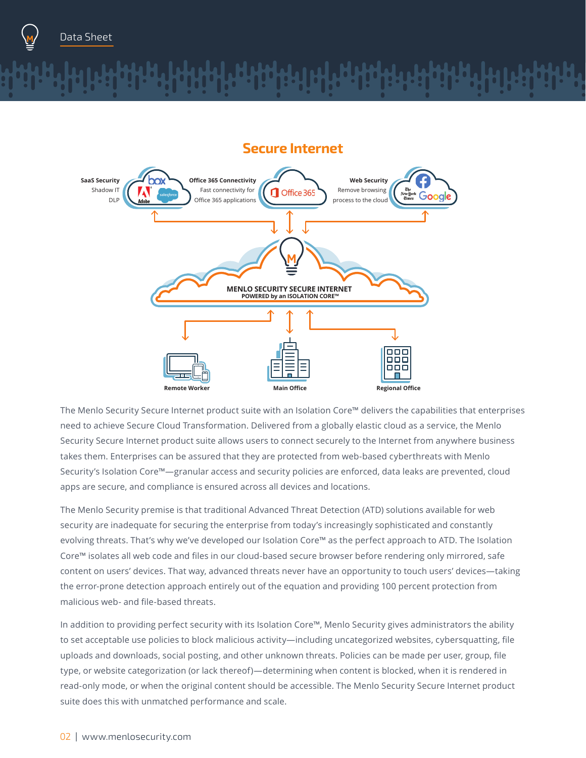## Secure Internet

**SaaS Security**
Shadow IT
DLP

**Office 365 Connectivity**
Fast connectivity for
Office 365 applications

**Web Security**
Remove browsing
process to the cloud

**MENLO SECURITY SECURE INTERNET**
**POWERED by an ISOLATION CORE™**

**Remote Worker** | **Main Office** | **Regional Office**

The Menlo Security Secure Internet product suite with an Isolation Core™ delivers the capabilities that enterprises need to achieve Secure Cloud Transformation. Delivered from a globally elastic cloud as a service, the Menlo Security Secure Internet product suite allows users to connect securely to the Internet from anywhere business takes them. Enterprises can be assured that they are protected from web-based cyberthreats with Menlo Security's Isolation Core™—granular access and security policies are enforced, data leaks are prevented, cloud apps are secure, and compliance is ensured across all devices and locations.

The Menlo Security premise is that traditional Advanced Threat Detection (ATD) solutions available for web security are inadequate for securing the enterprise from today's increasingly sophisticated and constantly evolving threats. That's why we've developed our Isolation Core™ as the perfect approach to ATD. The Isolation Core™ isolates all web code and files in our cloud-based secure browser before rendering only mirrored, safe content on users' devices. That way, advanced threats never have an opportunity to touch users' devices—taking the error-prone detection approach entirely out of the equation and providing 100 percent protection from malicious web- and file-based threats.

In addition to providing perfect security with its Isolation Core™, Menlo Security gives administrators the ability to set acceptable use policies to block malicious activity—including uncategorized websites, cybersquatting, file uploads and downloads, social posting, and other unknown threats. Policies can be made per user, group, file type, or website categorization (or lack thereof)—determining when content is blocked, when it is rendered in read-only mode, or when the original content should be accessible. The Menlo Security Secure Internet product suite does this with unmatched performance and scale.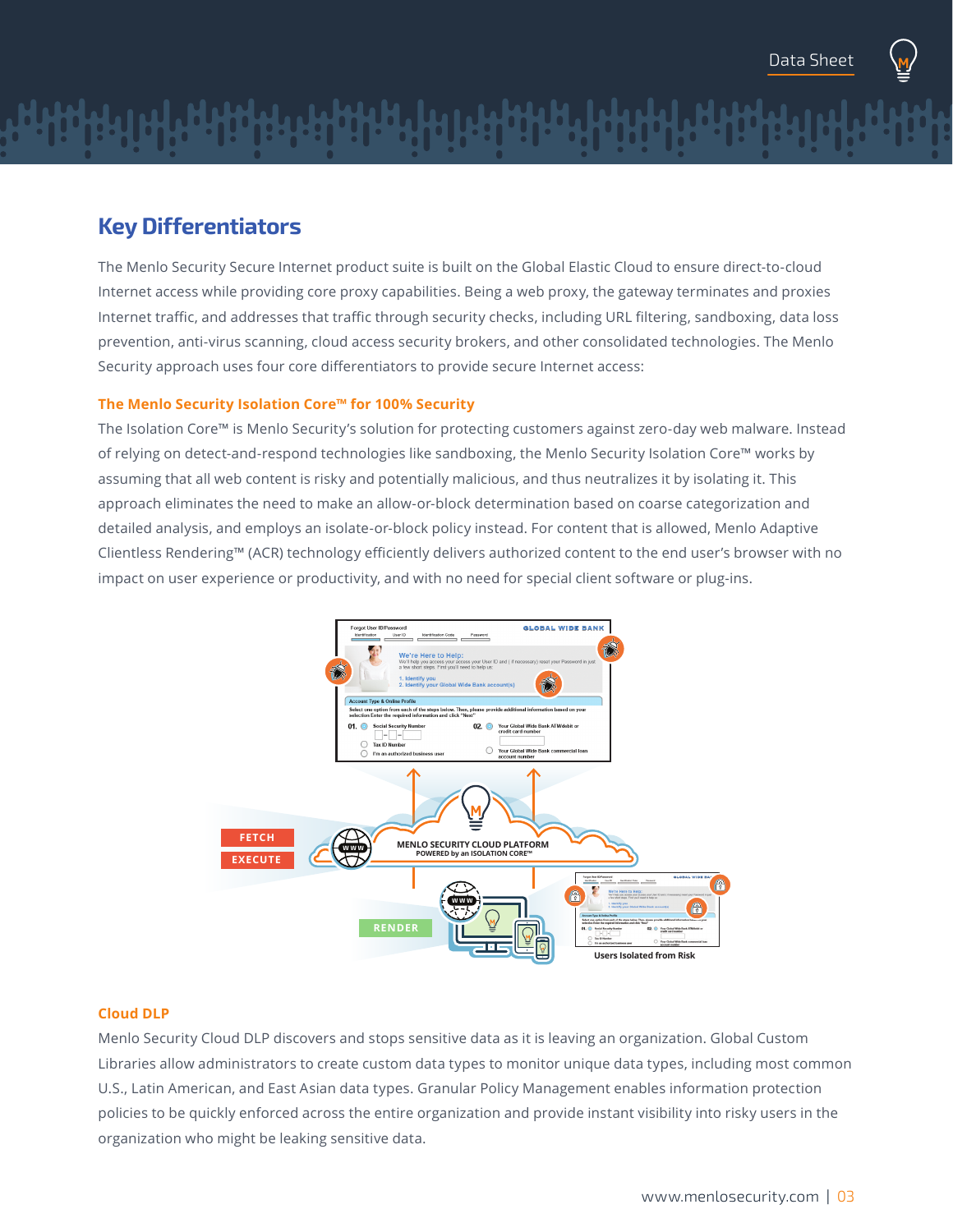## Key Differentiators

The Menlo Security Secure Internet product suite is built on the Global Elastic Cloud to ensure direct-to-cloud Internet access while providing core proxy capabilities. Being a web proxy, the gateway terminates and proxies Internet traffic, and addresses that traffic through security checks, including URL filtering, sandboxing, data loss prevention, anti-virus scanning, cloud access security brokers, and other consolidated technologies. The Menlo Security approach uses four core differentiators to provide secure Internet access:

### The Menlo Security Isolation Core™ for 100% Security

The Isolation Core™ is Menlo Security's solution for protecting customers against zero-day web malware. Instead of relying on detect-and-respond technologies like sandboxing, the Menlo Security Isolation Core™ works by assuming that all web content is risky and potentially malicious, and thus neutralizes it by isolating it. This approach eliminates the need to make an allow-or-block determination based on coarse categorization and detailed analysis, and employs an isolate-or-block policy instead. For content that is allowed, Menlo Adaptive Clientless Rendering™ (ACR) technology efficiently delivers authorized content to the end user's browser with no impact on user experience or productivity, and with no need for special client software or plug-ins.

### Cloud DLP

Menlo Security Cloud DLP discovers and stops sensitive data as it is leaving an organization. Global Custom Libraries allow administrators to create custom data types to monitor unique data types, including most common U.S., Latin American, and East Asian data types. Granular Policy Management enables information protection policies to be quickly enforced across the entire organization and provide instant visibility into risky users in the organization who might be leaking sensitive data.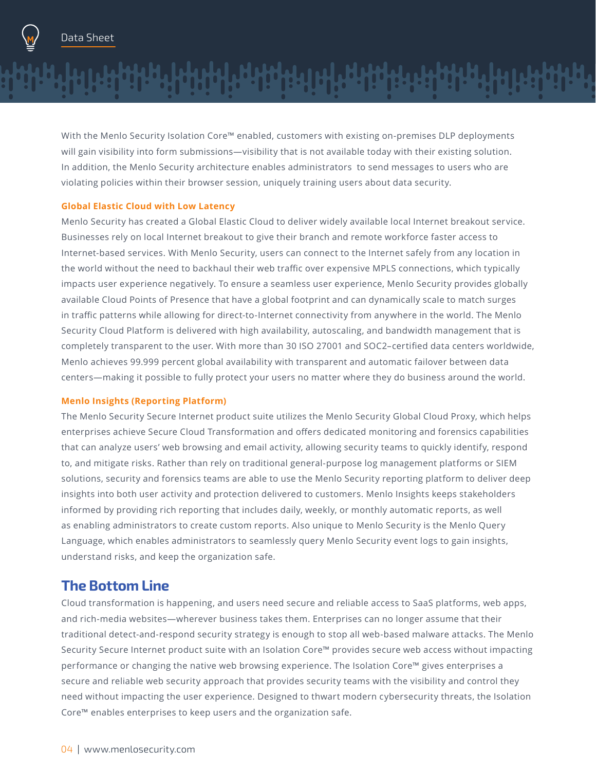With the Menlo Security Isolation Core™ enabled, customers with existing on-premises DLP deployments will gain visibility into form submissions—visibility that is not available today with their existing solution. In addition, the Menlo Security architecture enables administrators to send messages to users who are violating policies within their browser session, uniquely training users about data security.

### Global Elastic Cloud with Low Latency

Menlo Security has created a Global Elastic Cloud to deliver widely available local Internet breakout service. Businesses rely on local Internet breakout to give their branch and remote workforce faster access to Internet-based services. With Menlo Security, users can connect to the Internet safely from any location in the world without the need to backhaul their web traffic over expensive MPLS connections, which typically impacts user experience negatively. To ensure a seamless user experience, Menlo Security provides globally available Cloud Points of Presence that have a global footprint and can dynamically scale to match surges in traffic patterns while allowing for direct-to-Internet connectivity from anywhere in the world. The Menlo Security Cloud Platform is delivered with high availability, autoscaling, and bandwidth management that is completely transparent to the user. With more than 30 ISO 27001 and SOC2–certified data centers worldwide, Menlo achieves 99.999 percent global availability with transparent and automatic failover between data centers—making it possible to fully protect your users no matter where they do business around the world.

### Menlo Insights (Reporting Platform)

The Menlo Security Secure Internet product suite utilizes the Menlo Security Global Cloud Proxy, which helps enterprises achieve Secure Cloud Transformation and offers dedicated monitoring and forensics capabilities that can analyze users' web browsing and email activity, allowing security teams to quickly identify, respond to, and mitigate risks. Rather than rely on traditional general-purpose log management platforms or SIEM solutions, security and forensics teams are able to use the Menlo Security reporting platform to deliver deep insights into both user activity and protection delivered to customers. Menlo Insights keeps stakeholders informed by providing rich reporting that includes daily, weekly, or monthly automatic reports, as well as enabling administrators to create custom reports. Also unique to Menlo Security is the Menlo Query Language, which enables administrators to seamlessly query Menlo Security event logs to gain insights, understand risks, and keep the organization safe.

## The Bottom Line

Cloud transformation is happening, and users need secure and reliable access to SaaS platforms, web apps, and rich-media websites—wherever business takes them. Enterprises can no longer assume that their traditional detect-and-respond security strategy is enough to stop all web-based malware attacks. The Menlo Security Secure Internet product suite with an Isolation Core™ provides secure web access without impacting performance or changing the native web browsing experience. The Isolation Core™ gives enterprises a secure and reliable web security approach that provides security teams with the visibility and control they need without impacting the user experience. Designed to thwart modern cybersecurity threats, the Isolation Core™ enables enterprises to keep users and the organization safe.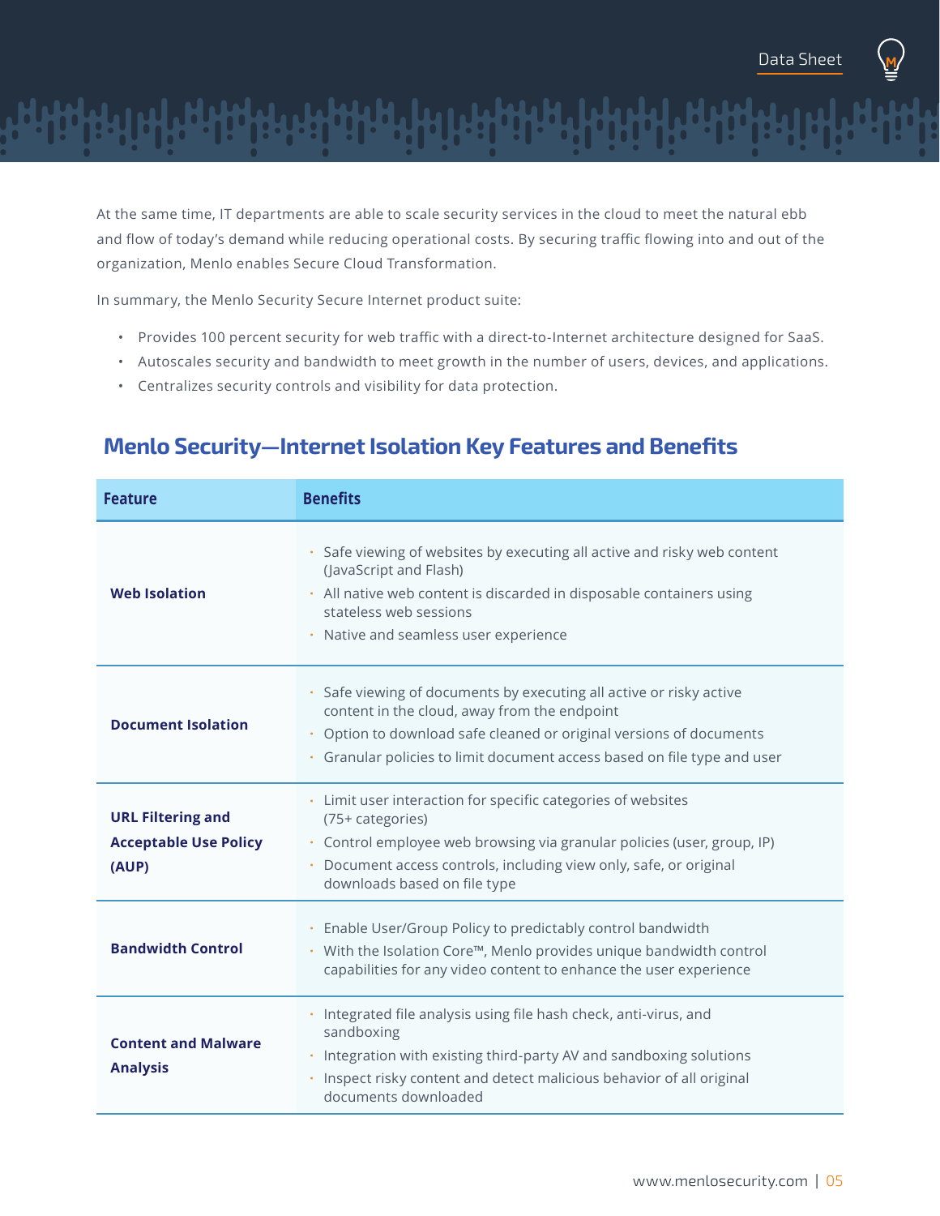At the same time, IT departments are able to scale security services in the cloud to meet the natural ebb and flow of today's demand while reducing operational costs. By securing traffic flowing into and out of the organization, Menlo enables Secure Cloud Transformation.

In summary, the Menlo Security Secure Internet product suite:

- Provides 100 percent security for web traffic with a direct-to-Internet architecture designed for SaaS.
- Autoscales security and bandwidth to meet growth in the number of users, devices, and applications.
- Centralizes security controls and visibility for data protection.

## Menlo Security—Internet Isolation Key Features and Benefits

| Feature | Benefits |
|---|---|
| **Web Isolation** | • Safe viewing of websites by executing all active and risky web content (JavaScript and Flash)<br>• All native web content is discarded in disposable containers using stateless web sessions<br>• Native and seamless user experience |
| **Document Isolation** | • Safe viewing of documents by executing all active or risky active content in the cloud, away from the endpoint<br>• Option to download safe cleaned or original versions of documents<br>• Granular policies to limit document access based on file type and user |
| **URL Filtering and Acceptable Use Policy (AUP)** | • Limit user interaction for specific categories of websites (75+ categories)<br>• Control employee web browsing via granular policies (user, group, IP)<br>• Document access controls, including view only, safe, or original downloads based on file type |
| **Bandwidth Control** | • Enable User/Group Policy to predictably control bandwidth<br>• With the Isolation Core™, Menlo provides unique bandwidth control capabilities for any video content to enhance the user experience |
| **Content and Malware Analysis** | • Integrated file analysis using file hash check, anti-virus, and sandboxing<br>• Integration with existing third-party AV and sandboxing solutions<br>• Inspect risky content and detect malicious behavior of all original documents downloaded |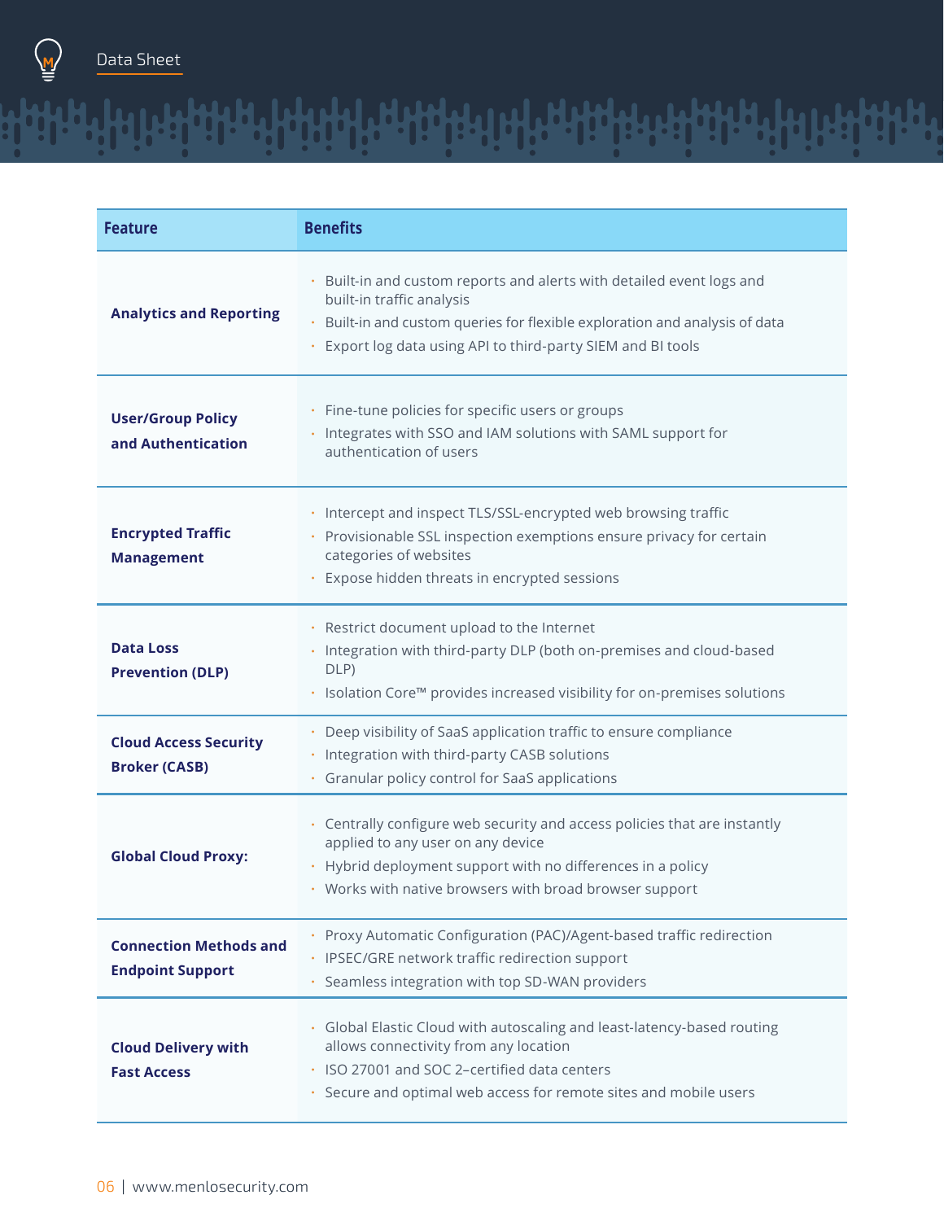| Feature | Benefits |
|---|---|
| **Analytics and Reporting** | • Built-in and custom reports and alerts with detailed event logs and built-in traffic analysis<br>• Built-in and custom queries for flexible exploration and analysis of data<br>• Export log data using API to third-party SIEM and BI tools |
| **User/Group Policy and Authentication** | • Fine-tune policies for specific users or groups<br>• Integrates with SSO and IAM solutions with SAML support for authentication of users |
| **Encrypted Traffic Management** | • Intercept and inspect TLS/SSL-encrypted web browsing traffic<br>• Provisionable SSL inspection exemptions ensure privacy for certain categories of websites<br>• Expose hidden threats in encrypted sessions |
| **Data Loss Prevention (DLP)** | • Restrict document upload to the Internet<br>• Integration with third-party DLP (both on-premises and cloud-based DLP)<br>• Isolation Core™ provides increased visibility for on-premises solutions |
| **Cloud Access Security Broker (CASB)** | • Deep visibility of SaaS application traffic to ensure compliance<br>• Integration with third-party CASB solutions<br>• Granular policy control for SaaS applications |
| **Global Cloud Proxy:** | • Centrally configure web security and access policies that are instantly applied to any user on any device<br>• Hybrid deployment support with no differences in a policy<br>• Works with native browsers with broad browser support |
| **Connection Methods and Endpoint Support** | • Proxy Automatic Configuration (PAC)/Agent-based traffic redirection<br>• IPSEC/GRE network traffic redirection support<br>• Seamless integration with top SD-WAN providers |
| **Cloud Delivery with Fast Access** | • Global Elastic Cloud with autoscaling and least-latency-based routing allows connectivity from any location<br>• ISO 27001 and SOC 2–certified data centers<br>• Secure and optimal web access for remote sites and mobile users |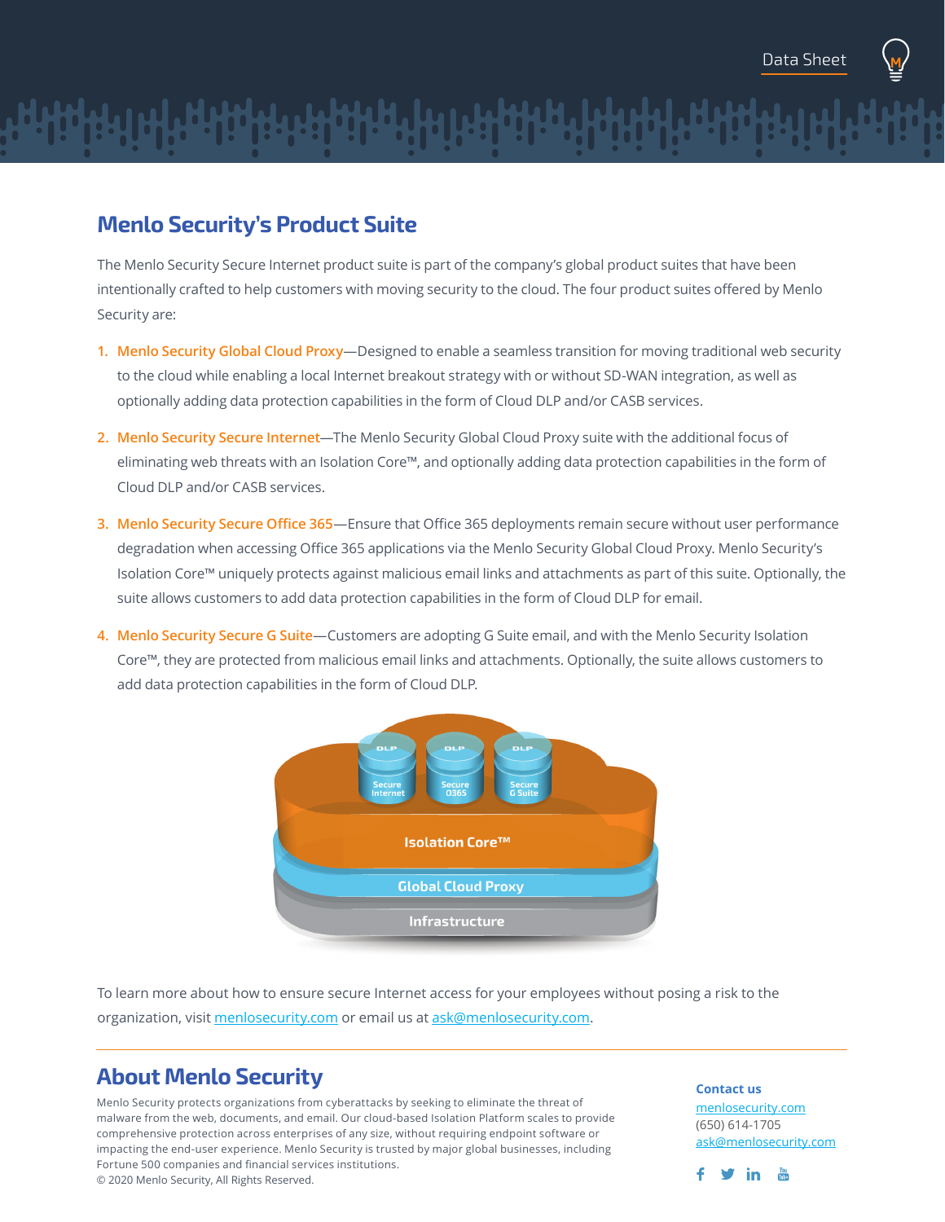## Menlo Security's Product Suite

The Menlo Security Secure Internet product suite is part of the company's global product suites that have been intentionally crafted to help customers with moving security to the cloud. The four product suites offered by Menlo Security are:

1. **Menlo Security Global Cloud Proxy**—Designed to enable a seamless transition for moving traditional web security to the cloud while enabling a local Internet breakout strategy with or without SD-WAN integration, as well as optionally adding data protection capabilities in the form of Cloud DLP and/or CASB services.
2. **Menlo Security Secure Internet**—The Menlo Security Global Cloud Proxy suite with the additional focus of eliminating web threats with an Isolation Core™, and optionally adding data protection capabilities in the form of Cloud DLP and/or CASB services.
3. **Menlo Security Secure Office 365**—Ensure that Office 365 deployments remain secure without user performance degradation when accessing Office 365 applications via the Menlo Security Global Cloud Proxy. Menlo Security's Isolation Core™ uniquely protects against malicious email links and attachments as part of this suite. Optionally, the suite allows customers to add data protection capabilities in the form of Cloud DLP for email.
4. **Menlo Security Secure G Suite**—Customers are adopting G Suite email, and with the Menlo Security Isolation Core™, they are protected from malicious email links and attachments. Optionally, the suite allows customers to add data protection capabilities in the form of Cloud DLP.

DLP
Secure Internet
DLP
Secure O365
DLP
Secure G Suite
Isolation Core™
Global Cloud Proxy
Infrastructure

To learn more about how to ensure secure Internet access for your employees without posing a risk to the organization, visit menlosecurity.com or email us at ask@menlosecurity.com.

## About Menlo Security

Menlo Security protects organizations from cyberattacks by seeking to eliminate the threat of malware from the web, documents, and email. Our cloud-based Isolation Platform scales to provide comprehensive protection across enterprises of any size, without requiring endpoint software or impacting the end-user experience. Menlo Security is trusted by major global businesses, including Fortune 500 companies and financial services institutions.

© 2020 Menlo Security, All Rights Reserved.

**Contact us**

menlosecurity.com
(650) 614-1705
ask@menlosecurity.com